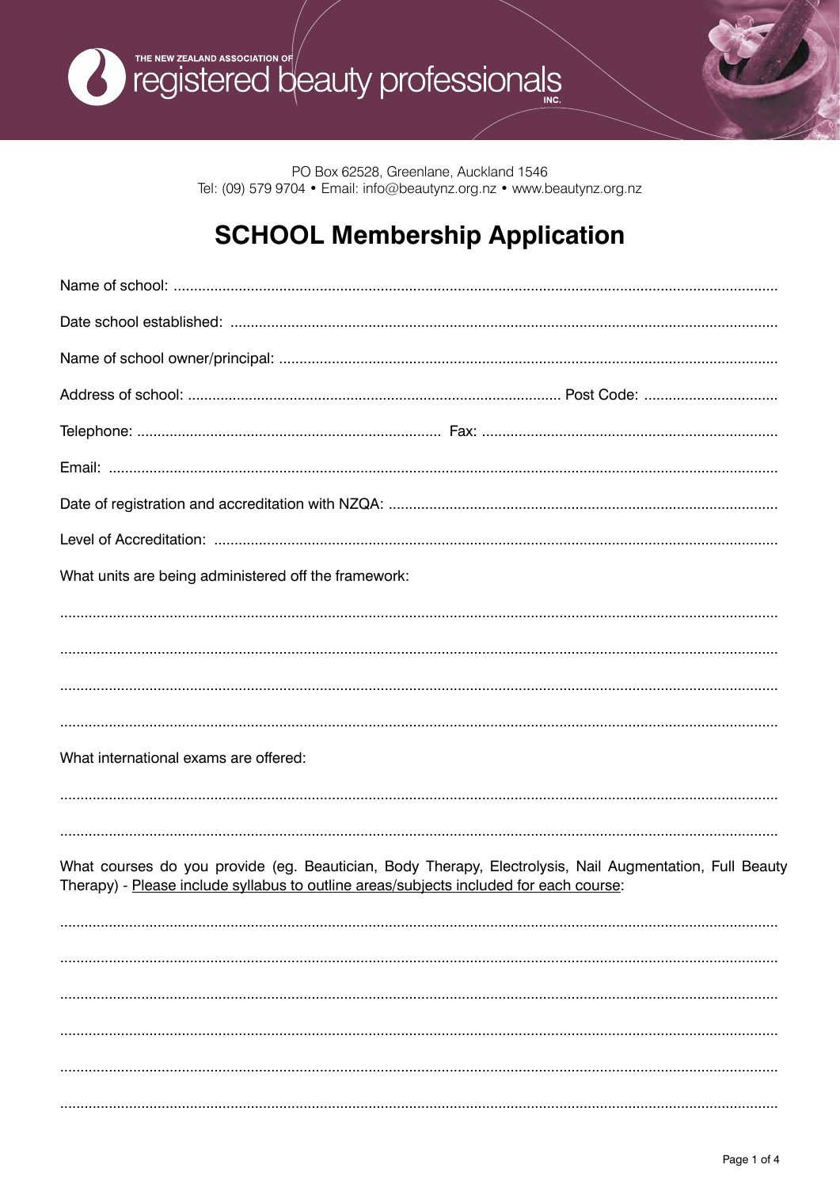THE NEW ZEALAND ASSOCIATION OF
registered beauty professionals INC.

PO Box 62528, Greenlane, Auckland 1546
Tel: (09) 579 9704 • Email: info@beautynz.org.nz • www.beautynz.org.nz

# SCHOOL Membership Application

Name of school: ..................................................................................................................................................

Date school established: ....................................................................................................................................

Name of school owner/principal: ........................................................................................................................

Address of school: .......................................................................................... Post Code: ................................

Telephone: .......................................................................... Fax: ........................................................................

Email: .................................................................................................................................................................

Date of registration and accreditation with NZQA: ..............................................................................................

Level of Accreditation: ........................................................................................................................................

What units are being administered off the framework:

............................................................................................................................................................................

............................................................................................................................................................................

............................................................................................................................................................................

............................................................................................................................................................................

What international exams are offered:

............................................................................................................................................................................

............................................................................................................................................................................

What courses do you provide (eg. Beautician, Body Therapy, Electrolysis, Nail Augmentation, Full Beauty Therapy) - <u>Please include syllabus to outline areas/subjects included for each course</u>:

............................................................................................................................................................................

............................................................................................................................................................................

............................................................................................................................................................................

............................................................................................................................................................................

............................................................................................................................................................................

............................................................................................................................................................................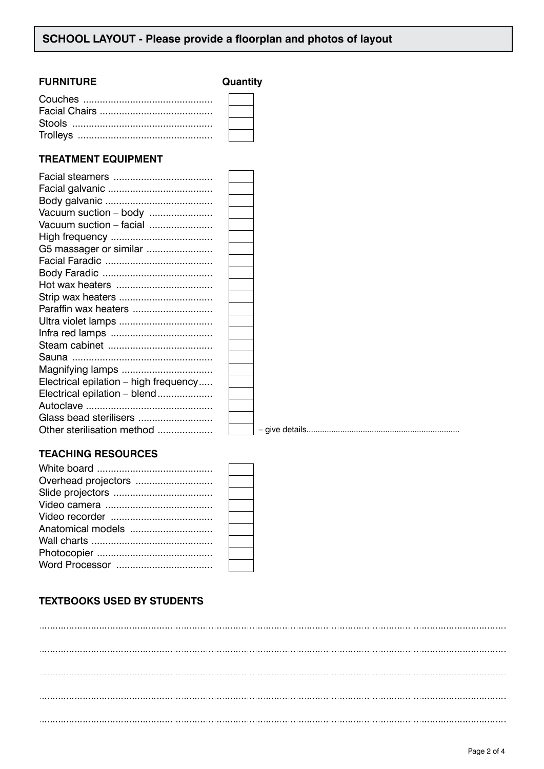## SCHOOL LAYOUT - Please provide a floorplan and photos of layout

### FURNITURE

| FURNITURE | Quantity |
|---|---|
| Couches | |
| Facial Chairs | |
| Stools | |
| Trolleys | |

### TREATMENT EQUIPMENT

| TREATMENT EQUIPMENT | Quantity | |
|---|---|---|
| Facial steamers | | |
| Facial galvanic | | |
| Body galvanic | | |
| Vacuum suction – body | | |
| Vacuum suction – facial | | |
| High frequency | | |
| G5 massager or similar | | |
| Facial Faradic | | |
| Body Faradic | | |
| Hot wax heaters | | |
| Strip wax heaters | | |
| Paraffin wax heaters | | |
| Ultra violet lamps | | |
| Infra red lamps | | |
| Steam cabinet | | |
| Sauna | | |
| Magnifying lamps | | |
| Electrical epilation – high frequency | | |
| Electrical epilation – blend | | |
| Autoclave | | |
| Glass bead sterilisers | | |
| Other sterilisation method | | – give details.................................................................... |

### TEACHING RESOURCES

| TEACHING RESOURCES | Quantity |
|---|---|
| White board | |
| Overhead projectors | |
| Slide projectors | |
| Video camera | |
| Video recorder | |
| Anatomical models | |
| Wall charts | |
| Photocopier | |
| Word Processor | |

### TEXTBOOKS USED BY STUDENTS

.....................................................................................................................................................................................

.....................................................................................................................................................................................

.....................................................................................................................................................................................

.....................................................................................................................................................................................

.....................................................................................................................................................................................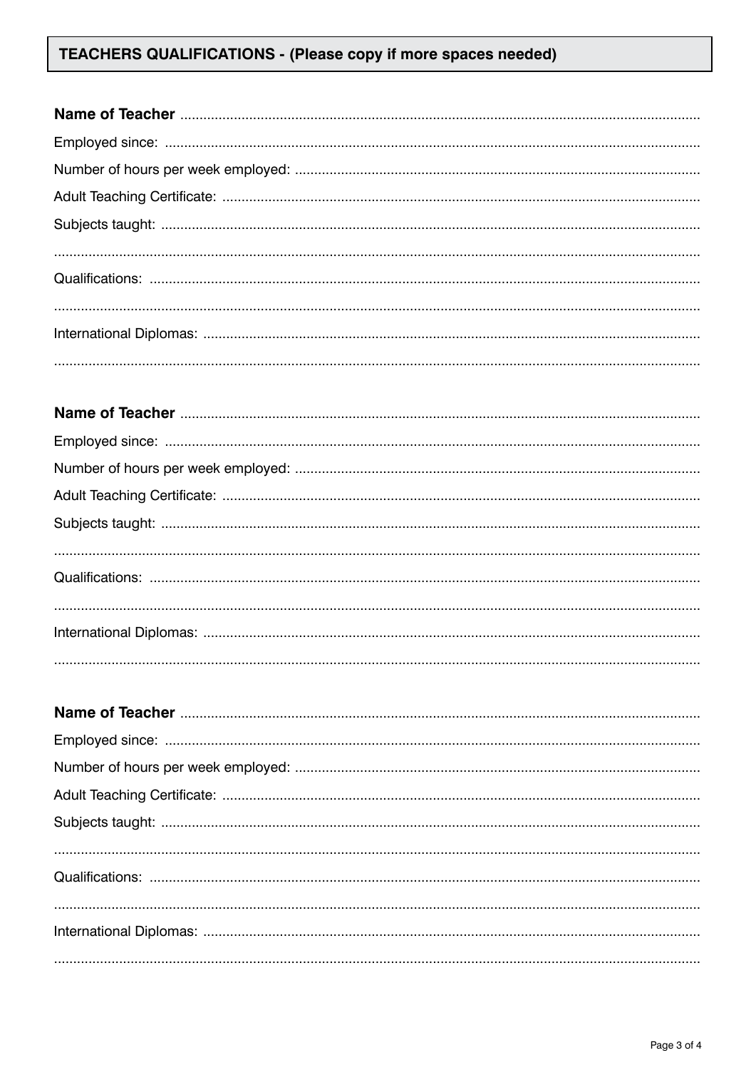## TEACHERS QUALIFICATIONS - (Please copy if more spaces needed)

**Name of Teacher** ......................................................................................................................

Employed since: ..........................................................................................................................

Number of hours per week employed: ........................................................................................

Adult Teaching Certificate: ...........................................................................................................

Subjects taught: ...........................................................................................................................

......................................................................................................................................................

Qualifications: ..............................................................................................................................

......................................................................................................................................................

International Diplomas: ................................................................................................................

......................................................................................................................................................

**Name of Teacher** ......................................................................................................................

Employed since: ..........................................................................................................................

Number of hours per week employed: ........................................................................................

Adult Teaching Certificate: ...........................................................................................................

Subjects taught: ...........................................................................................................................

......................................................................................................................................................

Qualifications: ..............................................................................................................................

......................................................................................................................................................

International Diplomas: ................................................................................................................

......................................................................................................................................................

**Name of Teacher** ......................................................................................................................

Employed since: ..........................................................................................................................

Number of hours per week employed: ........................................................................................

Adult Teaching Certificate: ...........................................................................................................

Subjects taught: ...........................................................................................................................

......................................................................................................................................................

Qualifications: ..............................................................................................................................

......................................................................................................................................................

International Diplomas: ................................................................................................................

......................................................................................................................................................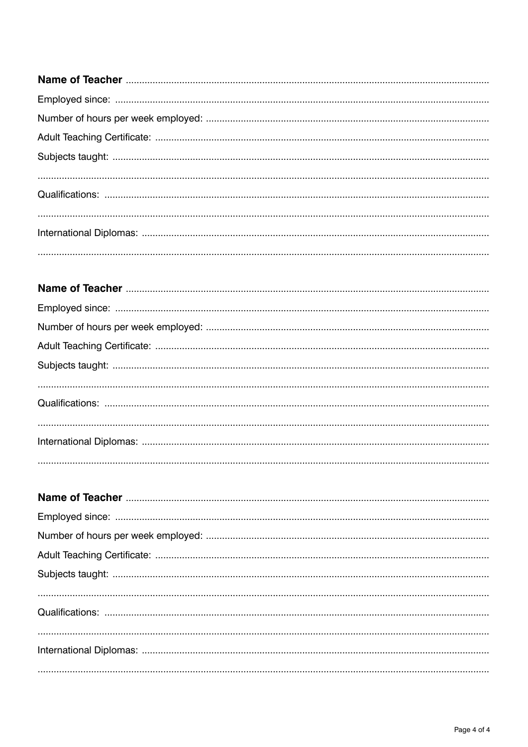**Name of Teacher** ......................................................................................................................

Employed since: ..........................................................................................................................

Number of hours per week employed: ........................................................................................

Adult Teaching Certificate: ...........................................................................................................

Subjects taught: ...........................................................................................................................

......................................................................................................................................................

Qualifications: .............................................................................................................................

......................................................................................................................................................

International Diplomas: ................................................................................................................

......................................................................................................................................................

**Name of Teacher** ......................................................................................................................

Employed since: ..........................................................................................................................

Number of hours per week employed: ........................................................................................

Adult Teaching Certificate: ...........................................................................................................

Subjects taught: ...........................................................................................................................

......................................................................................................................................................

Qualifications: .............................................................................................................................

......................................................................................................................................................

International Diplomas: ................................................................................................................

......................................................................................................................................................

**Name of Teacher** ......................................................................................................................

Employed since: ..........................................................................................................................

Number of hours per week employed: ........................................................................................

Adult Teaching Certificate: ...........................................................................................................

Subjects taught: ...........................................................................................................................

......................................................................................................................................................

Qualifications: .............................................................................................................................

......................................................................................................................................................

International Diplomas: ................................................................................................................

......................................................................................................................................................